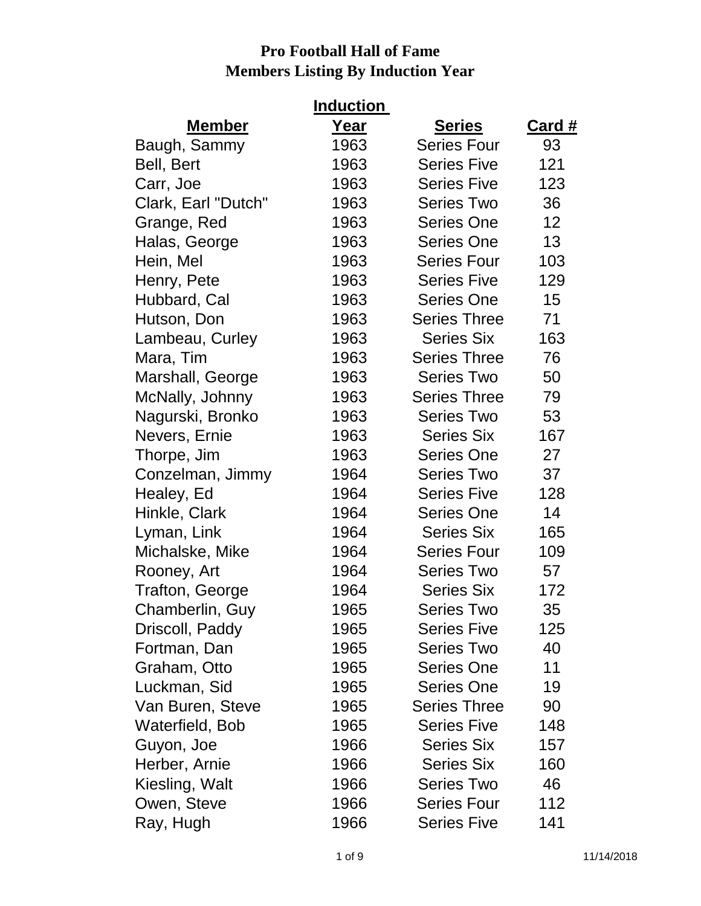# Pro Football Hall of Fame
## Members Listing By Induction Year

| Member | Induction Year | Series | Card # |
|---|---|---|---|
| Baugh, Sammy | 1963 | Series Four | 93 |
| Bell, Bert | 1963 | Series Five | 121 |
| Carr, Joe | 1963 | Series Five | 123 |
| Clark, Earl "Dutch" | 1963 | Series Two | 36 |
| Grange, Red | 1963 | Series One | 12 |
| Halas, George | 1963 | Series One | 13 |
| Hein, Mel | 1963 | Series Four | 103 |
| Henry, Pete | 1963 | Series Five | 129 |
| Hubbard, Cal | 1963 | Series One | 15 |
| Hutson, Don | 1963 | Series Three | 71 |
| Lambeau, Curley | 1963 | Series Six | 163 |
| Mara, Tim | 1963 | Series Three | 76 |
| Marshall, George | 1963 | Series Two | 50 |
| McNally, Johnny | 1963 | Series Three | 79 |
| Nagurski, Bronko | 1963 | Series Two | 53 |
| Nevers, Ernie | 1963 | Series Six | 167 |
| Thorpe, Jim | 1963 | Series One | 27 |
| Conzelman, Jimmy | 1964 | Series Two | 37 |
| Healey, Ed | 1964 | Series Five | 128 |
| Hinkle, Clark | 1964 | Series One | 14 |
| Lyman, Link | 1964 | Series Six | 165 |
| Michalske, Mike | 1964 | Series Four | 109 |
| Rooney, Art | 1964 | Series Two | 57 |
| Trafton, George | 1964 | Series Six | 172 |
| Chamberlin, Guy | 1965 | Series Two | 35 |
| Driscoll, Paddy | 1965 | Series Five | 125 |
| Fortman, Dan | 1965 | Series Two | 40 |
| Graham, Otto | 1965 | Series One | 11 |
| Luckman, Sid | 1965 | Series One | 19 |
| Van Buren, Steve | 1965 | Series Three | 90 |
| Waterfield, Bob | 1965 | Series Five | 148 |
| Guyon, Joe | 1966 | Series Six | 157 |
| Herber, Arnie | 1966 | Series Six | 160 |
| Kiesling, Walt | 1966 | Series Two | 46 |
| Owen, Steve | 1966 | Series Four | 112 |
| Ray, Hugh | 1966 | Series Five | 141 |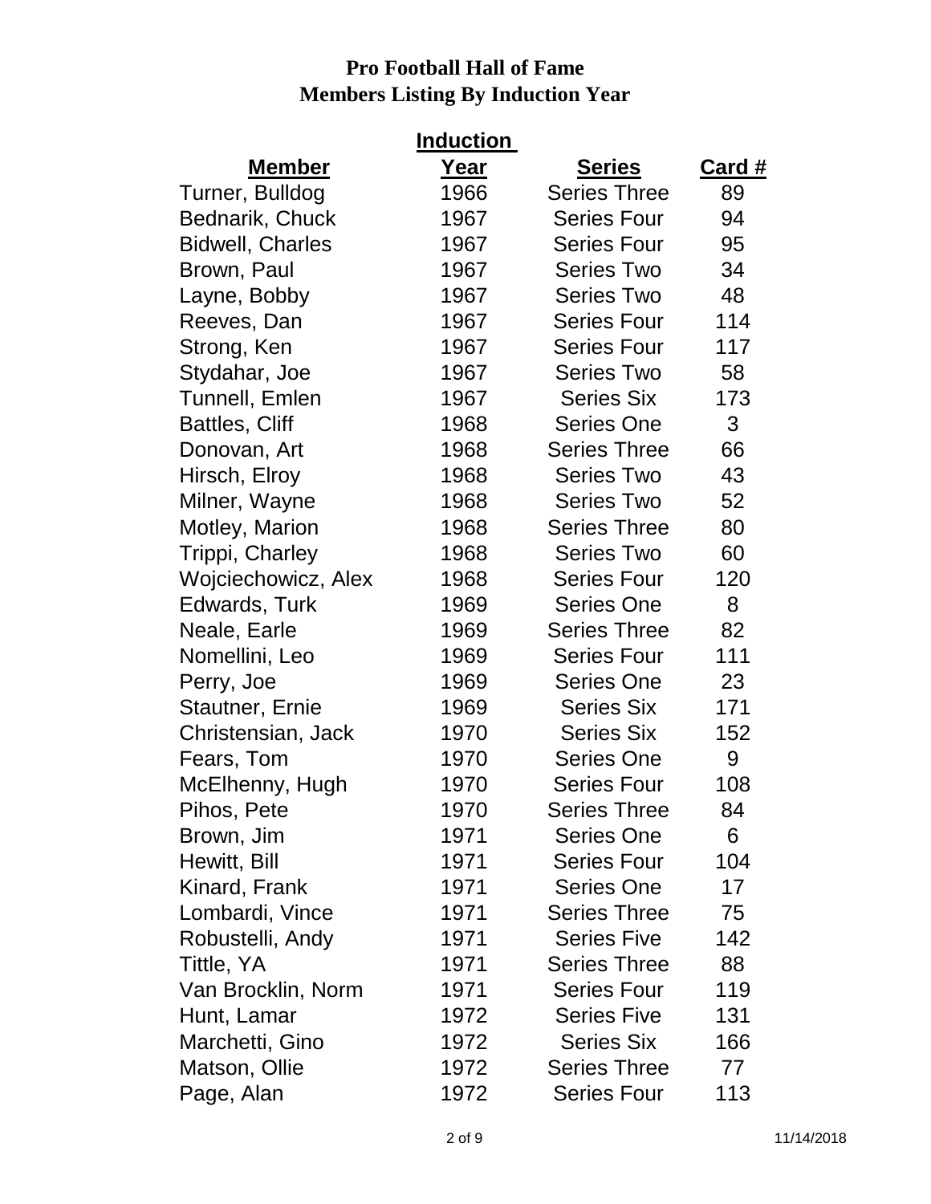**Pro Football Hall of Fame**
**Members Listing By Induction Year**

| Member | Induction Year | Series | Card # |
|---|---|---|---|
| Turner, Bulldog | 1966 | Series Three | 89 |
| Bednarik, Chuck | 1967 | Series Four | 94 |
| Bidwell, Charles | 1967 | Series Four | 95 |
| Brown, Paul | 1967 | Series Two | 34 |
| Layne, Bobby | 1967 | Series Two | 48 |
| Reeves, Dan | 1967 | Series Four | 114 |
| Strong, Ken | 1967 | Series Four | 117 |
| Stydahar, Joe | 1967 | Series Two | 58 |
| Tunnell, Emlen | 1967 | Series Six | 173 |
| Battles, Cliff | 1968 | Series One | 3 |
| Donovan, Art | 1968 | Series Three | 66 |
| Hirsch, Elroy | 1968 | Series Two | 43 |
| Milner, Wayne | 1968 | Series Two | 52 |
| Motley, Marion | 1968 | Series Three | 80 |
| Trippi, Charley | 1968 | Series Two | 60 |
| Wojciechowicz, Alex | 1968 | Series Four | 120 |
| Edwards, Turk | 1969 | Series One | 8 |
| Neale, Earle | 1969 | Series Three | 82 |
| Nomellini, Leo | 1969 | Series Four | 111 |
| Perry, Joe | 1969 | Series One | 23 |
| Stautner, Ernie | 1969 | Series Six | 171 |
| Christensian, Jack | 1970 | Series Six | 152 |
| Fears, Tom | 1970 | Series One | 9 |
| McElhenny, Hugh | 1970 | Series Four | 108 |
| Pihos, Pete | 1970 | Series Three | 84 |
| Brown, Jim | 1971 | Series One | 6 |
| Hewitt, Bill | 1971 | Series Four | 104 |
| Kinard, Frank | 1971 | Series One | 17 |
| Lombardi, Vince | 1971 | Series Three | 75 |
| Robustelli, Andy | 1971 | Series Five | 142 |
| Tittle, YA | 1971 | Series Three | 88 |
| Van Brocklin, Norm | 1971 | Series Four | 119 |
| Hunt, Lamar | 1972 | Series Five | 131 |
| Marchetti, Gino | 1972 | Series Six | 166 |
| Matson, Ollie | 1972 | Series Three | 77 |
| Page, Alan | 1972 | Series Four | 113 |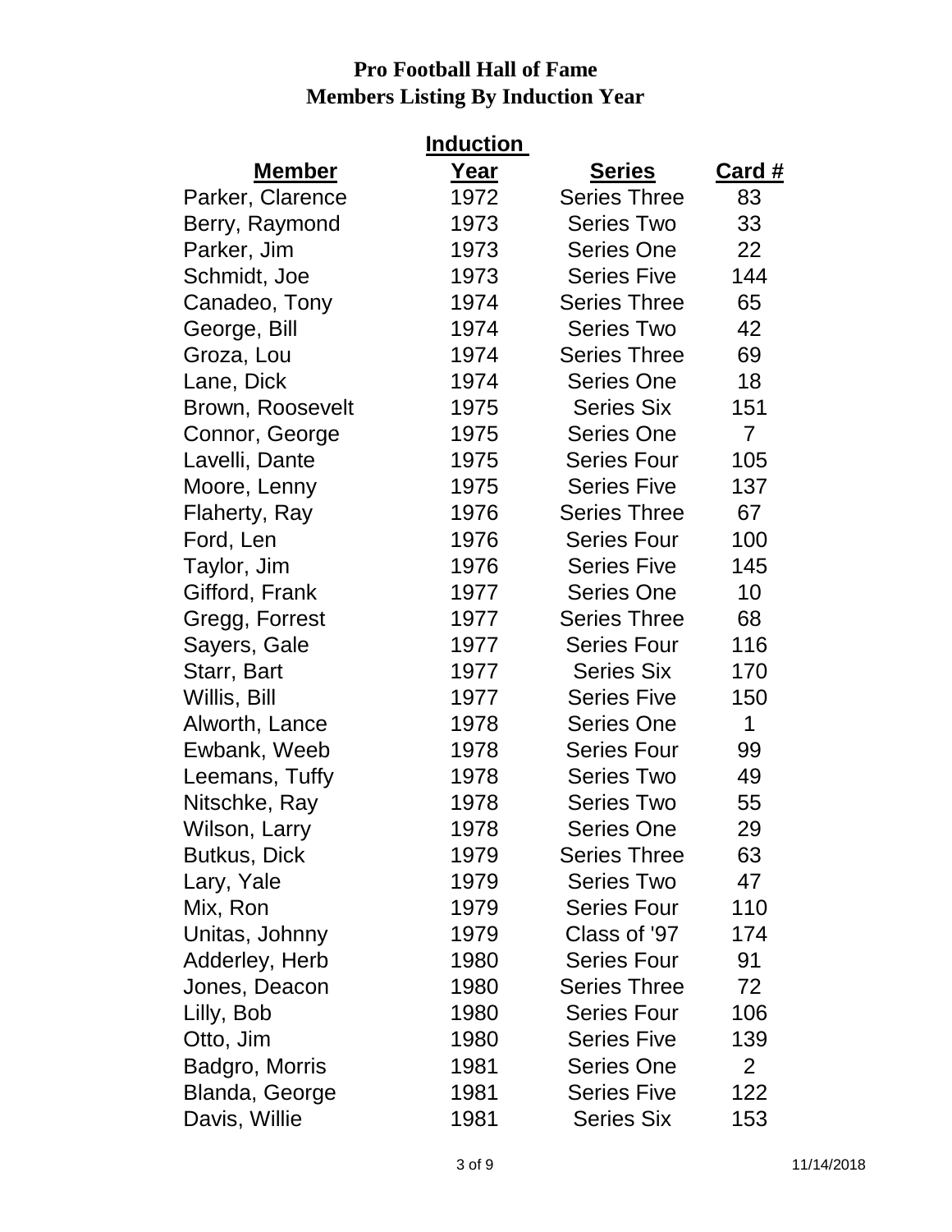# Pro Football Hall of Fame
## Members Listing By Induction Year

| Member | Induction Year | Series | Card # |
|---|---|---|---|
| Parker, Clarence | 1972 | Series Three | 83 |
| Berry, Raymond | 1973 | Series Two | 33 |
| Parker, Jim | 1973 | Series One | 22 |
| Schmidt, Joe | 1973 | Series Five | 144 |
| Canadeo, Tony | 1974 | Series Three | 65 |
| George, Bill | 1974 | Series Two | 42 |
| Groza, Lou | 1974 | Series Three | 69 |
| Lane, Dick | 1974 | Series One | 18 |
| Brown, Roosevelt | 1975 | Series Six | 151 |
| Connor, George | 1975 | Series One | 7 |
| Lavelli, Dante | 1975 | Series Four | 105 |
| Moore, Lenny | 1975 | Series Five | 137 |
| Flaherty, Ray | 1976 | Series Three | 67 |
| Ford, Len | 1976 | Series Four | 100 |
| Taylor, Jim | 1976 | Series Five | 145 |
| Gifford, Frank | 1977 | Series One | 10 |
| Gregg, Forrest | 1977 | Series Three | 68 |
| Sayers, Gale | 1977 | Series Four | 116 |
| Starr, Bart | 1977 | Series Six | 170 |
| Willis, Bill | 1977 | Series Five | 150 |
| Alworth, Lance | 1978 | Series One | 1 |
| Ewbank, Weeb | 1978 | Series Four | 99 |
| Leemans, Tuffy | 1978 | Series Two | 49 |
| Nitschke, Ray | 1978 | Series Two | 55 |
| Wilson, Larry | 1978 | Series One | 29 |
| Butkus, Dick | 1979 | Series Three | 63 |
| Lary, Yale | 1979 | Series Two | 47 |
| Mix, Ron | 1979 | Series Four | 110 |
| Unitas, Johnny | 1979 | Class of '97 | 174 |
| Adderley, Herb | 1980 | Series Four | 91 |
| Jones, Deacon | 1980 | Series Three | 72 |
| Lilly, Bob | 1980 | Series Four | 106 |
| Otto, Jim | 1980 | Series Five | 139 |
| Badgro, Morris | 1981 | Series One | 2 |
| Blanda, George | 1981 | Series Five | 122 |
| Davis, Willie | 1981 | Series Six | 153 |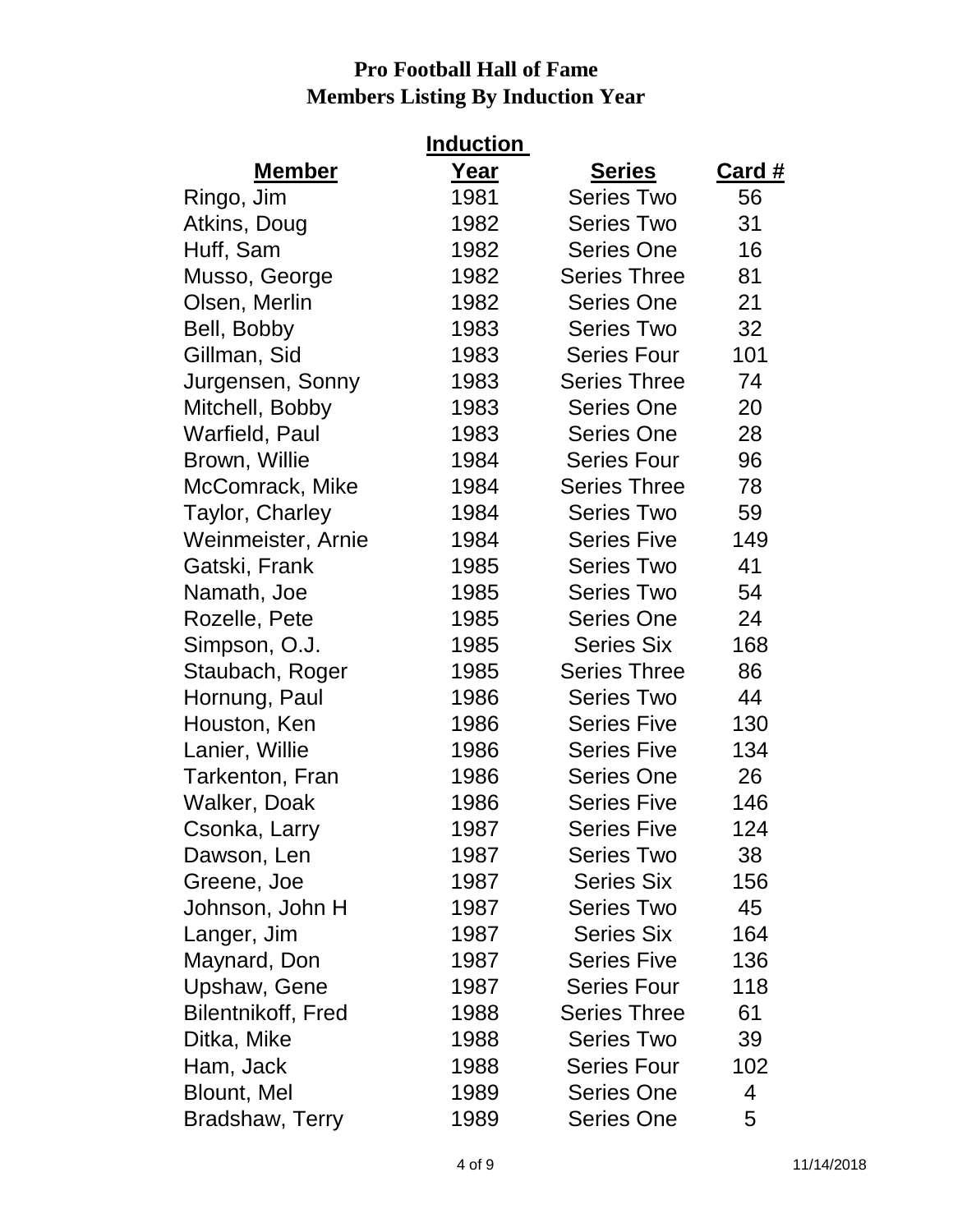**Pro Football Hall of Fame**
**Members Listing By Induction Year**

| Member | Induction Year | Series | Card # |
|---|---|---|---|
| Ringo, Jim | 1981 | Series Two | 56 |
| Atkins, Doug | 1982 | Series Two | 31 |
| Huff, Sam | 1982 | Series One | 16 |
| Musso, George | 1982 | Series Three | 81 |
| Olsen, Merlin | 1982 | Series One | 21 |
| Bell, Bobby | 1983 | Series Two | 32 |
| Gillman, Sid | 1983 | Series Four | 101 |
| Jurgensen, Sonny | 1983 | Series Three | 74 |
| Mitchell, Bobby | 1983 | Series One | 20 |
| Warfield, Paul | 1983 | Series One | 28 |
| Brown, Willie | 1984 | Series Four | 96 |
| McComrack, Mike | 1984 | Series Three | 78 |
| Taylor, Charley | 1984 | Series Two | 59 |
| Weinmeister, Arnie | 1984 | Series Five | 149 |
| Gatski, Frank | 1985 | Series Two | 41 |
| Namath, Joe | 1985 | Series Two | 54 |
| Rozelle, Pete | 1985 | Series One | 24 |
| Simpson, O.J. | 1985 | Series Six | 168 |
| Staubach, Roger | 1985 | Series Three | 86 |
| Hornung, Paul | 1986 | Series Two | 44 |
| Houston, Ken | 1986 | Series Five | 130 |
| Lanier, Willie | 1986 | Series Five | 134 |
| Tarkenton, Fran | 1986 | Series One | 26 |
| Walker, Doak | 1986 | Series Five | 146 |
| Csonka, Larry | 1987 | Series Five | 124 |
| Dawson, Len | 1987 | Series Two | 38 |
| Greene, Joe | 1987 | Series Six | 156 |
| Johnson, John H | 1987 | Series Two | 45 |
| Langer, Jim | 1987 | Series Six | 164 |
| Maynard, Don | 1987 | Series Five | 136 |
| Upshaw, Gene | 1987 | Series Four | 118 |
| Bilentnikoff, Fred | 1988 | Series Three | 61 |
| Ditka, Mike | 1988 | Series Two | 39 |
| Ham, Jack | 1988 | Series Four | 102 |
| Blount, Mel | 1989 | Series One | 4 |
| Bradshaw, Terry | 1989 | Series One | 5 |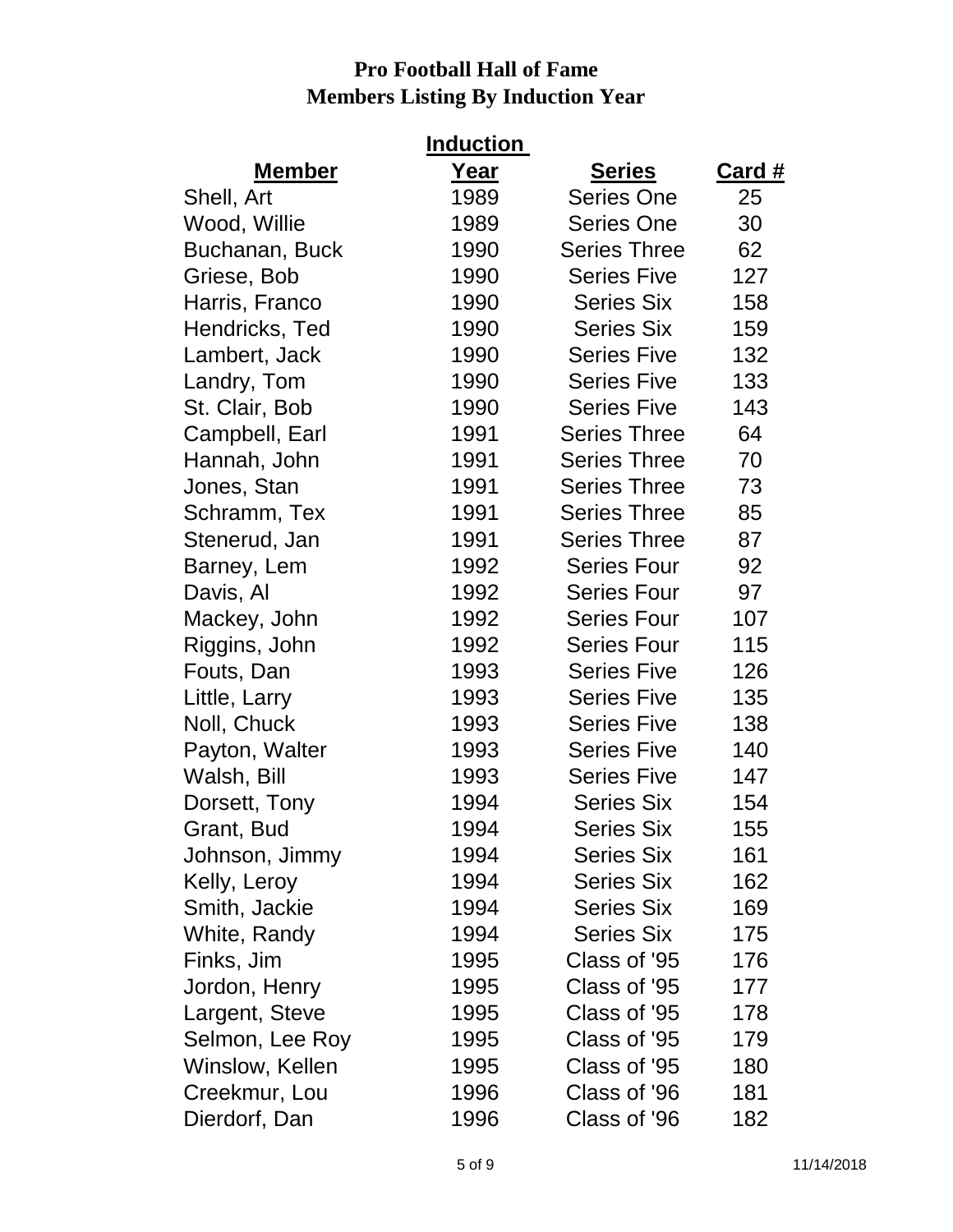# Pro Football Hall of Fame
# Members Listing By Induction Year

| Member | Induction Year | Series | Card # |
|---|---|---|---|
| Shell, Art | 1989 | Series One | 25 |
| Wood, Willie | 1989 | Series One | 30 |
| Buchanan, Buck | 1990 | Series Three | 62 |
| Griese, Bob | 1990 | Series Five | 127 |
| Harris, Franco | 1990 | Series Six | 158 |
| Hendricks, Ted | 1990 | Series Six | 159 |
| Lambert, Jack | 1990 | Series Five | 132 |
| Landry, Tom | 1990 | Series Five | 133 |
| St. Clair, Bob | 1990 | Series Five | 143 |
| Campbell, Earl | 1991 | Series Three | 64 |
| Hannah, John | 1991 | Series Three | 70 |
| Jones, Stan | 1991 | Series Three | 73 |
| Schramm, Tex | 1991 | Series Three | 85 |
| Stenerud, Jan | 1991 | Series Three | 87 |
| Barney, Lem | 1992 | Series Four | 92 |
| Davis, Al | 1992 | Series Four | 97 |
| Mackey, John | 1992 | Series Four | 107 |
| Riggins, John | 1992 | Series Four | 115 |
| Fouts, Dan | 1993 | Series Five | 126 |
| Little, Larry | 1993 | Series Five | 135 |
| Noll, Chuck | 1993 | Series Five | 138 |
| Payton, Walter | 1993 | Series Five | 140 |
| Walsh, Bill | 1993 | Series Five | 147 |
| Dorsett, Tony | 1994 | Series Six | 154 |
| Grant, Bud | 1994 | Series Six | 155 |
| Johnson, Jimmy | 1994 | Series Six | 161 |
| Kelly, Leroy | 1994 | Series Six | 162 |
| Smith, Jackie | 1994 | Series Six | 169 |
| White, Randy | 1994 | Series Six | 175 |
| Finks, Jim | 1995 | Class of '95 | 176 |
| Jordon, Henry | 1995 | Class of '95 | 177 |
| Largent, Steve | 1995 | Class of '95 | 178 |
| Selmon, Lee Roy | 1995 | Class of '95 | 179 |
| Winslow, Kellen | 1995 | Class of '95 | 180 |
| Creekmur, Lou | 1996 | Class of '96 | 181 |
| Dierdorf, Dan | 1996 | Class of '96 | 182 |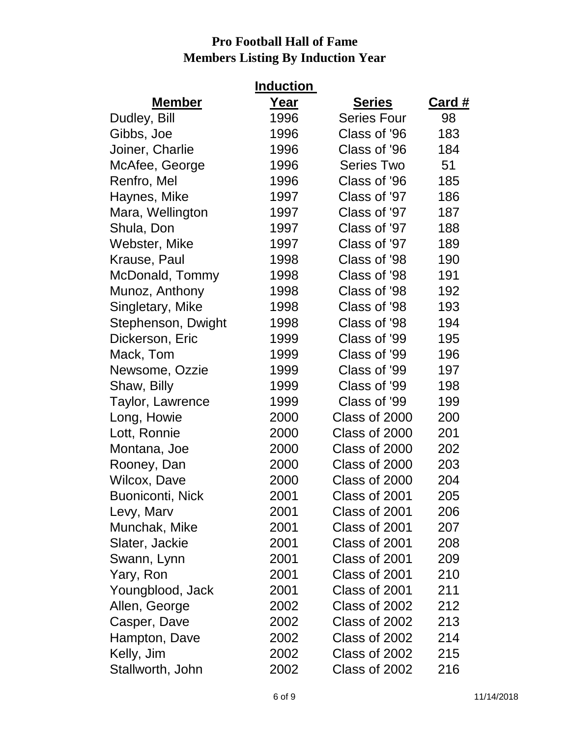**Pro Football Hall of Fame**
**Members Listing By Induction Year**

| Member | Induction Year | Series | Card # |
|---|---|---|---|
| Dudley, Bill | 1996 | Series Four | 98 |
| Gibbs, Joe | 1996 | Class of '96 | 183 |
| Joiner, Charlie | 1996 | Class of '96 | 184 |
| McAfee, George | 1996 | Series Two | 51 |
| Renfro, Mel | 1996 | Class of '96 | 185 |
| Haynes, Mike | 1997 | Class of '97 | 186 |
| Mara, Wellington | 1997 | Class of '97 | 187 |
| Shula, Don | 1997 | Class of '97 | 188 |
| Webster, Mike | 1997 | Class of '97 | 189 |
| Krause, Paul | 1998 | Class of '98 | 190 |
| McDonald, Tommy | 1998 | Class of '98 | 191 |
| Munoz, Anthony | 1998 | Class of '98 | 192 |
| Singletary, Mike | 1998 | Class of '98 | 193 |
| Stephenson, Dwight | 1998 | Class of '98 | 194 |
| Dickerson, Eric | 1999 | Class of '99 | 195 |
| Mack, Tom | 1999 | Class of '99 | 196 |
| Newsome, Ozzie | 1999 | Class of '99 | 197 |
| Shaw, Billy | 1999 | Class of '99 | 198 |
| Taylor, Lawrence | 1999 | Class of '99 | 199 |
| Long, Howie | 2000 | Class of 2000 | 200 |
| Lott, Ronnie | 2000 | Class of 2000 | 201 |
| Montana, Joe | 2000 | Class of 2000 | 202 |
| Rooney, Dan | 2000 | Class of 2000 | 203 |
| Wilcox, Dave | 2000 | Class of 2000 | 204 |
| Buoniconti, Nick | 2001 | Class of 2001 | 205 |
| Levy, Marv | 2001 | Class of 2001 | 206 |
| Munchak, Mike | 2001 | Class of 2001 | 207 |
| Slater, Jackie | 2001 | Class of 2001 | 208 |
| Swann, Lynn | 2001 | Class of 2001 | 209 |
| Yary, Ron | 2001 | Class of 2001 | 210 |
| Youngblood, Jack | 2001 | Class of 2001 | 211 |
| Allen, George | 2002 | Class of 2002 | 212 |
| Casper, Dave | 2002 | Class of 2002 | 213 |
| Hampton, Dave | 2002 | Class of 2002 | 214 |
| Kelly, Jim | 2002 | Class of 2002 | 215 |
| Stallworth, John | 2002 | Class of 2002 | 216 |

11/14/2018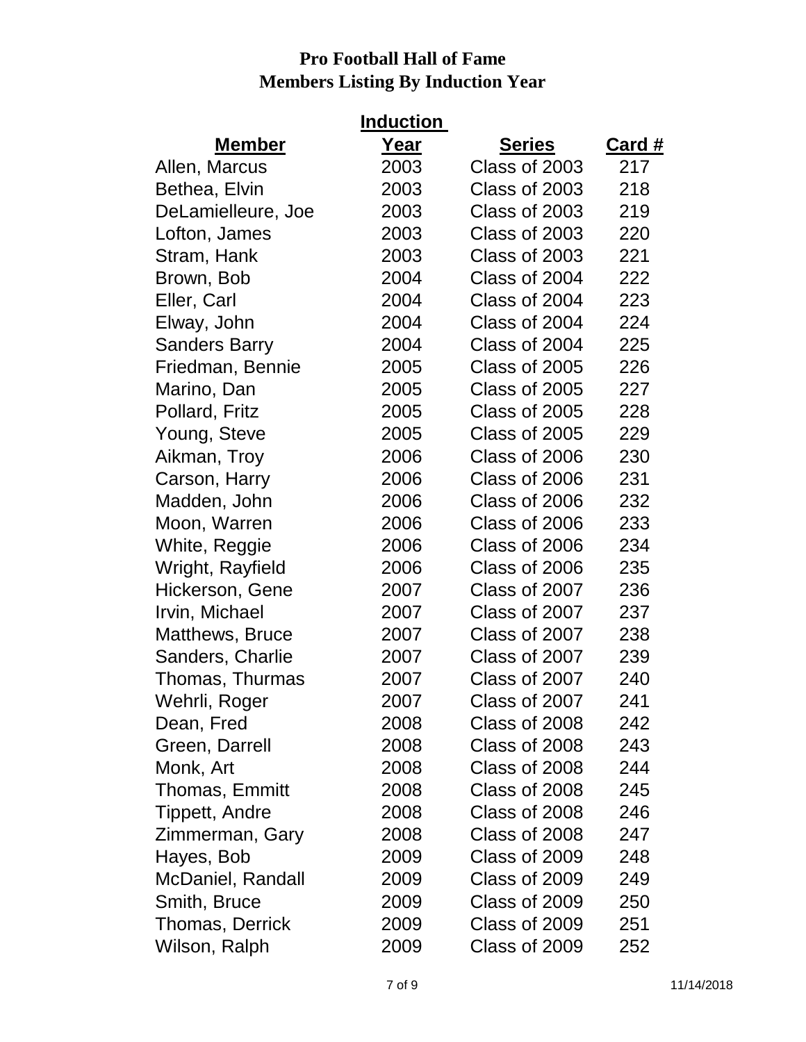# Pro Football Hall of Fame
## Members Listing By Induction Year

| Member | Induction Year | Series | Card # |
|---|---|---|---|
| Allen, Marcus | 2003 | Class of 2003 | 217 |
| Bethea, Elvin | 2003 | Class of 2003 | 218 |
| DeLamielleure, Joe | 2003 | Class of 2003 | 219 |
| Lofton, James | 2003 | Class of 2003 | 220 |
| Stram, Hank | 2003 | Class of 2003 | 221 |
| Brown, Bob | 2004 | Class of 2004 | 222 |
| Eller, Carl | 2004 | Class of 2004 | 223 |
| Elway, John | 2004 | Class of 2004 | 224 |
| Sanders Barry | 2004 | Class of 2004 | 225 |
| Friedman, Bennie | 2005 | Class of 2005 | 226 |
| Marino, Dan | 2005 | Class of 2005 | 227 |
| Pollard, Fritz | 2005 | Class of 2005 | 228 |
| Young, Steve | 2005 | Class of 2005 | 229 |
| Aikman, Troy | 2006 | Class of 2006 | 230 |
| Carson, Harry | 2006 | Class of 2006 | 231 |
| Madden, John | 2006 | Class of 2006 | 232 |
| Moon, Warren | 2006 | Class of 2006 | 233 |
| White, Reggie | 2006 | Class of 2006 | 234 |
| Wright, Rayfield | 2006 | Class of 2006 | 235 |
| Hickerson, Gene | 2007 | Class of 2007 | 236 |
| Irvin, Michael | 2007 | Class of 2007 | 237 |
| Matthews, Bruce | 2007 | Class of 2007 | 238 |
| Sanders, Charlie | 2007 | Class of 2007 | 239 |
| Thomas, Thurmas | 2007 | Class of 2007 | 240 |
| Wehrli, Roger | 2007 | Class of 2007 | 241 |
| Dean, Fred | 2008 | Class of 2008 | 242 |
| Green, Darrell | 2008 | Class of 2008 | 243 |
| Monk, Art | 2008 | Class of 2008 | 244 |
| Thomas, Emmitt | 2008 | Class of 2008 | 245 |
| Tippett, Andre | 2008 | Class of 2008 | 246 |
| Zimmerman, Gary | 2008 | Class of 2008 | 247 |
| Hayes, Bob | 2009 | Class of 2009 | 248 |
| McDaniel, Randall | 2009 | Class of 2009 | 249 |
| Smith, Bruce | 2009 | Class of 2009 | 250 |
| Thomas, Derrick | 2009 | Class of 2009 | 251 |
| Wilson, Ralph | 2009 | Class of 2009 | 252 |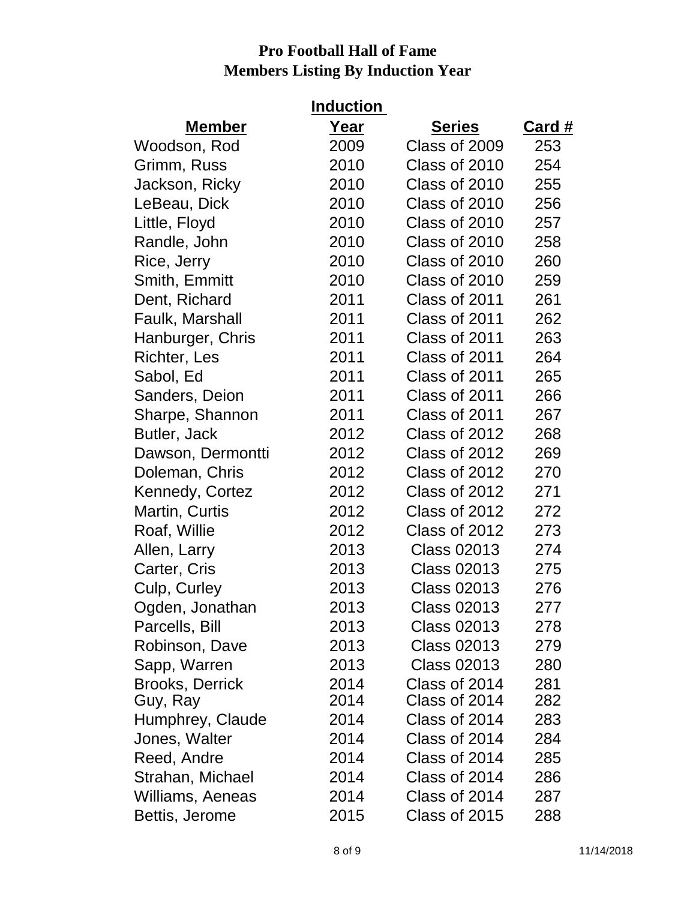# Pro Football Hall of Fame
## Members Listing By Induction Year

| Member | Induction Year | Series | Card # |
|---|---|---|---|
| Woodson, Rod | 2009 | Class of 2009 | 253 |
| Grimm, Russ | 2010 | Class of 2010 | 254 |
| Jackson, Ricky | 2010 | Class of 2010 | 255 |
| LeBeau, Dick | 2010 | Class of 2010 | 256 |
| Little, Floyd | 2010 | Class of 2010 | 257 |
| Randle, John | 2010 | Class of 2010 | 258 |
| Rice, Jerry | 2010 | Class of 2010 | 260 |
| Smith, Emmitt | 2010 | Class of 2010 | 259 |
| Dent, Richard | 2011 | Class of 2011 | 261 |
| Faulk, Marshall | 2011 | Class of 2011 | 262 |
| Hanburger, Chris | 2011 | Class of 2011 | 263 |
| Richter, Les | 2011 | Class of 2011 | 264 |
| Sabol, Ed | 2011 | Class of 2011 | 265 |
| Sanders, Deion | 2011 | Class of 2011 | 266 |
| Sharpe, Shannon | 2011 | Class of 2011 | 267 |
| Butler, Jack | 2012 | Class of 2012 | 268 |
| Dawson, Dermontti | 2012 | Class of 2012 | 269 |
| Doleman, Chris | 2012 | Class of 2012 | 270 |
| Kennedy, Cortez | 2012 | Class of 2012 | 271 |
| Martin, Curtis | 2012 | Class of 2012 | 272 |
| Roaf, Willie | 2012 | Class of 2012 | 273 |
| Allen, Larry | 2013 | Class 02013 | 274 |
| Carter, Cris | 2013 | Class 02013 | 275 |
| Culp, Curley | 2013 | Class 02013 | 276 |
| Ogden, Jonathan | 2013 | Class 02013 | 277 |
| Parcells, Bill | 2013 | Class 02013 | 278 |
| Robinson, Dave | 2013 | Class 02013 | 279 |
| Sapp, Warren | 2013 | Class 02013 | 280 |
| Brooks, Derrick | 2014 | Class of 2014 | 281 |
| Guy, Ray | 2014 | Class of 2014 | 282 |
| Humphrey, Claude | 2014 | Class of 2014 | 283 |
| Jones, Walter | 2014 | Class of 2014 | 284 |
| Reed, Andre | 2014 | Class of 2014 | 285 |
| Strahan, Michael | 2014 | Class of 2014 | 286 |
| Williams, Aeneas | 2014 | Class of 2014 | 287 |
| Bettis, Jerome | 2015 | Class of 2015 | 288 |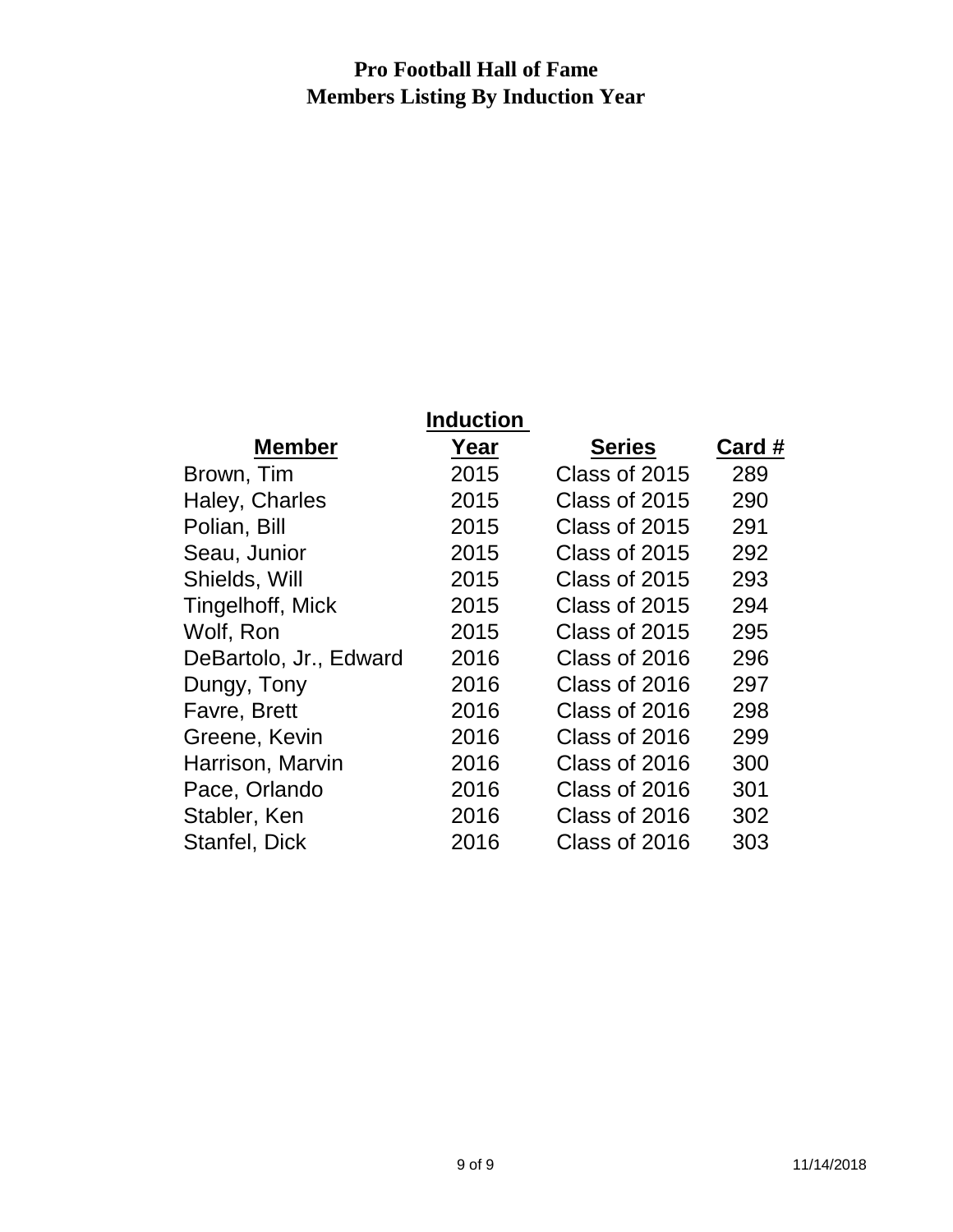# Pro Football Hall of Fame
## Members Listing By Induction Year

| Member | Induction Year | Series | Card # |
|---|---|---|---|
| Brown, Tim | 2015 | Class of 2015 | 289 |
| Haley, Charles | 2015 | Class of 2015 | 290 |
| Polian, Bill | 2015 | Class of 2015 | 291 |
| Seau, Junior | 2015 | Class of 2015 | 292 |
| Shields, Will | 2015 | Class of 2015 | 293 |
| Tingelhoff, Mick | 2015 | Class of 2015 | 294 |
| Wolf, Ron | 2015 | Class of 2015 | 295 |
| DeBartolo, Jr., Edward | 2016 | Class of 2016 | 296 |
| Dungy, Tony | 2016 | Class of 2016 | 297 |
| Favre, Brett | 2016 | Class of 2016 | 298 |
| Greene, Kevin | 2016 | Class of 2016 | 299 |
| Harrison, Marvin | 2016 | Class of 2016 | 300 |
| Pace, Orlando | 2016 | Class of 2016 | 301 |
| Stabler, Ken | 2016 | Class of 2016 | 302 |
| Stanfel, Dick | 2016 | Class of 2016 | 303 |

11/14/2018